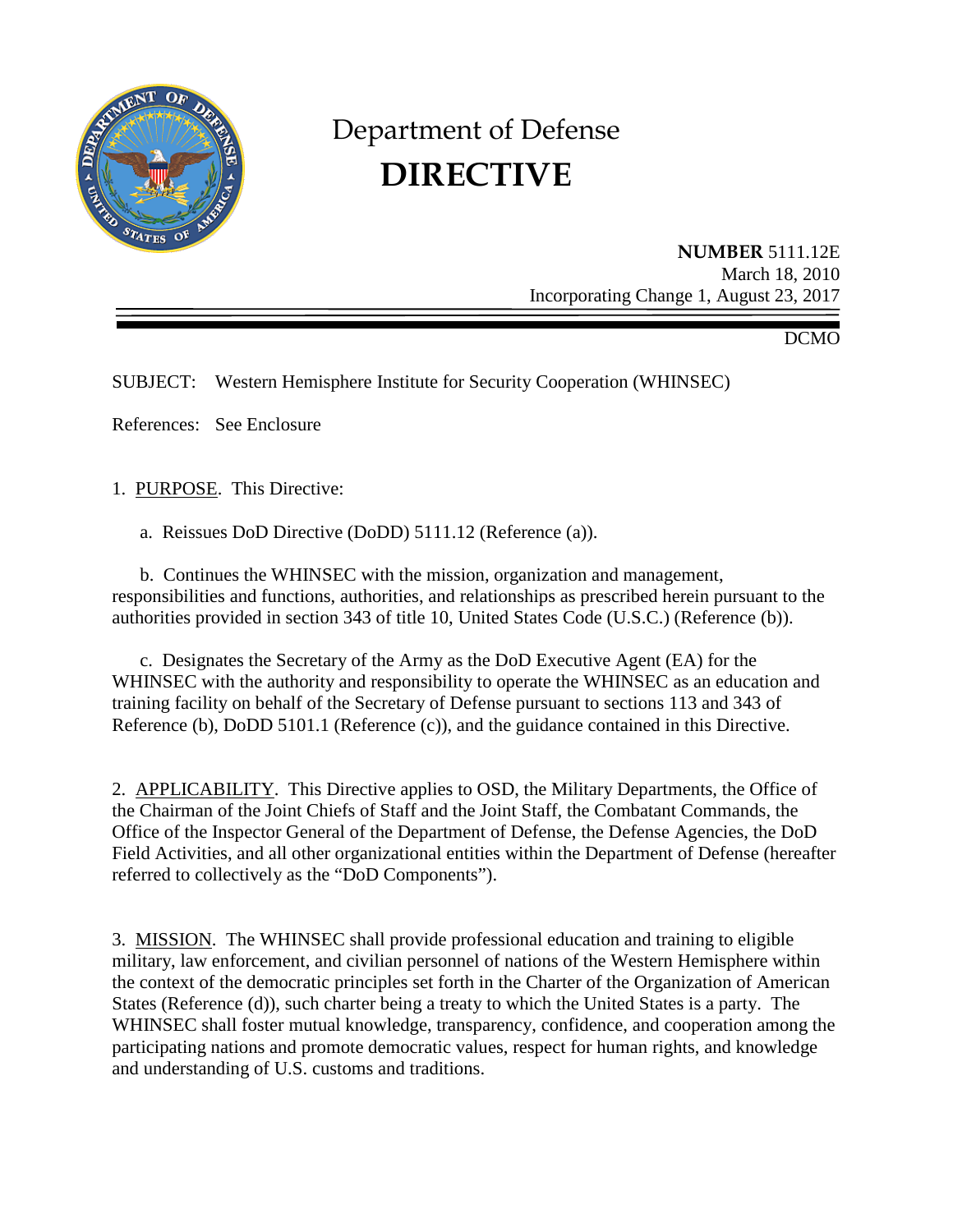# Department of Defense
# DIRECTIVE

**NUMBER** 5111.12E
March 18, 2010
Incorporating Change 1, August 23, 2017

DCMO

SUBJECT: Western Hemisphere Institute for Security Cooperation (WHINSEC)

References: See Enclosure

1. PURPOSE. This Directive:

a. Reissues DoD Directive (DoDD) 5111.12 (Reference (a)).

b. Continues the WHINSEC with the mission, organization and management, responsibilities and functions, authorities, and relationships as prescribed herein pursuant to the authorities provided in section 343 of title 10, United States Code (U.S.C.) (Reference (b)).

c. Designates the Secretary of the Army as the DoD Executive Agent (EA) for the WHINSEC with the authority and responsibility to operate the WHINSEC as an education and training facility on behalf of the Secretary of Defense pursuant to sections 113 and 343 of Reference (b), DoDD 5101.1 (Reference (c)), and the guidance contained in this Directive.

2. APPLICABILITY. This Directive applies to OSD, the Military Departments, the Office of the Chairman of the Joint Chiefs of Staff and the Joint Staff, the Combatant Commands, the Office of the Inspector General of the Department of Defense, the Defense Agencies, the DoD Field Activities, and all other organizational entities within the Department of Defense (hereafter referred to collectively as the "DoD Components").

3. MISSION. The WHINSEC shall provide professional education and training to eligible military, law enforcement, and civilian personnel of nations of the Western Hemisphere within the context of the democratic principles set forth in the Charter of the Organization of American States (Reference (d)), such charter being a treaty to which the United States is a party. The WHINSEC shall foster mutual knowledge, transparency, confidence, and cooperation among the participating nations and promote democratic values, respect for human rights, and knowledge and understanding of U.S. customs and traditions.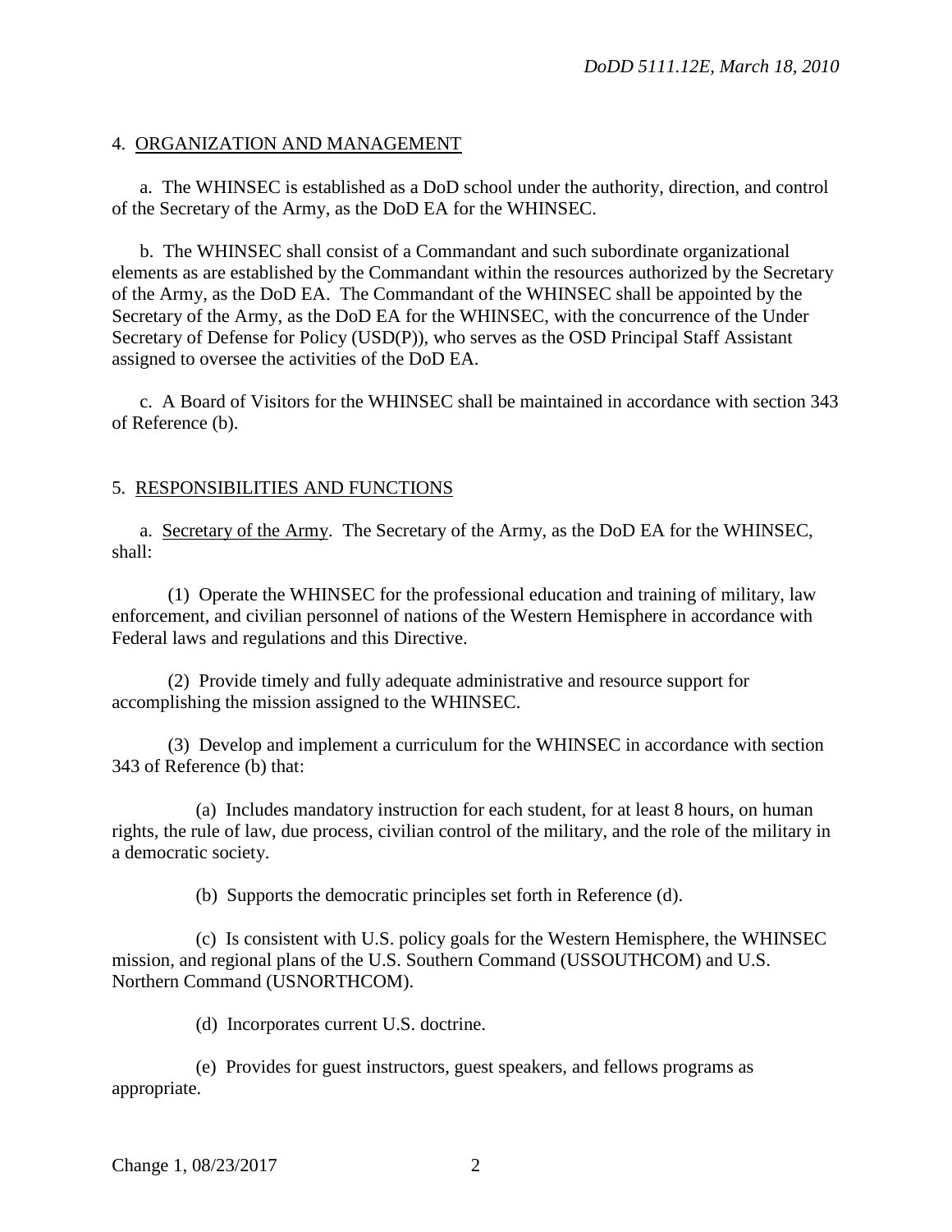## 4. ORGANIZATION AND MANAGEMENT

a. The WHINSEC is established as a DoD school under the authority, direction, and control of the Secretary of the Army, as the DoD EA for the WHINSEC.

b. The WHINSEC shall consist of a Commandant and such subordinate organizational elements as are established by the Commandant within the resources authorized by the Secretary of the Army, as the DoD EA. The Commandant of the WHINSEC shall be appointed by the Secretary of the Army, as the DoD EA for the WHINSEC, with the concurrence of the Under Secretary of Defense for Policy (USD(P)), who serves as the OSD Principal Staff Assistant assigned to oversee the activities of the DoD EA.

c. A Board of Visitors for the WHINSEC shall be maintained in accordance with section 343 of Reference (b).

## 5. RESPONSIBILITIES AND FUNCTIONS

a. Secretary of the Army. The Secretary of the Army, as the DoD EA for the WHINSEC, shall:

(1) Operate the WHINSEC for the professional education and training of military, law enforcement, and civilian personnel of nations of the Western Hemisphere in accordance with Federal laws and regulations and this Directive.

(2) Provide timely and fully adequate administrative and resource support for accomplishing the mission assigned to the WHINSEC.

(3) Develop and implement a curriculum for the WHINSEC in accordance with section 343 of Reference (b) that:

(a) Includes mandatory instruction for each student, for at least 8 hours, on human rights, the rule of law, due process, civilian control of the military, and the role of the military in a democratic society.

(b) Supports the democratic principles set forth in Reference (d).

(c) Is consistent with U.S. policy goals for the Western Hemisphere, the WHINSEC mission, and regional plans of the U.S. Southern Command (USSOUTHCOM) and U.S. Northern Command (USNORTHCOM).

(d) Incorporates current U.S. doctrine.

(e) Provides for guest instructors, guest speakers, and fellows programs as appropriate.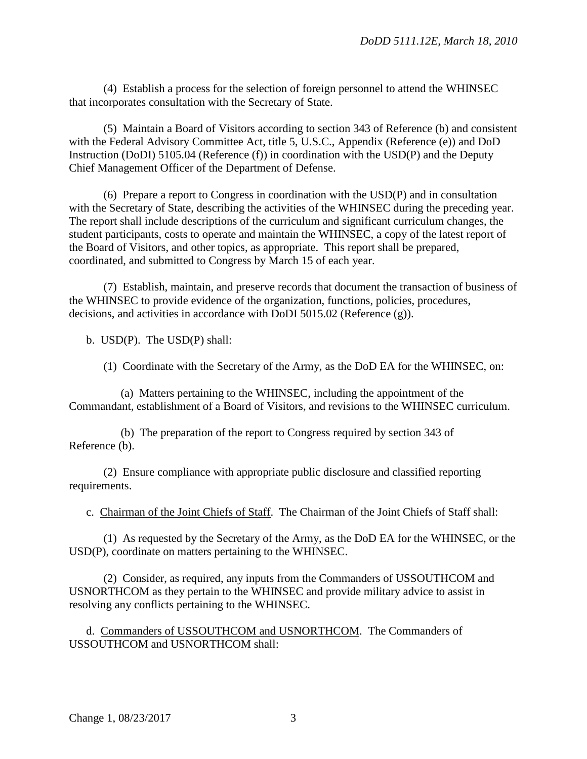(4) Establish a process for the selection of foreign personnel to attend the WHINSEC that incorporates consultation with the Secretary of State.

(5) Maintain a Board of Visitors according to section 343 of Reference (b) and consistent with the Federal Advisory Committee Act, title 5, U.S.C., Appendix (Reference (e)) and DoD Instruction (DoDI) 5105.04 (Reference (f)) in coordination with the USD(P) and the Deputy Chief Management Officer of the Department of Defense.

(6) Prepare a report to Congress in coordination with the USD(P) and in consultation with the Secretary of State, describing the activities of the WHINSEC during the preceding year. The report shall include descriptions of the curriculum and significant curriculum changes, the student participants, costs to operate and maintain the WHINSEC, a copy of the latest report of the Board of Visitors, and other topics, as appropriate. This report shall be prepared, coordinated, and submitted to Congress by March 15 of each year.

(7) Establish, maintain, and preserve records that document the transaction of business of the WHINSEC to provide evidence of the organization, functions, policies, procedures, decisions, and activities in accordance with DoDI 5015.02 (Reference (g)).

b. USD(P). The USD(P) shall:

(1) Coordinate with the Secretary of the Army, as the DoD EA for the WHINSEC, on:

(a) Matters pertaining to the WHINSEC, including the appointment of the Commandant, establishment of a Board of Visitors, and revisions to the WHINSEC curriculum.

(b) The preparation of the report to Congress required by section 343 of Reference (b).

(2) Ensure compliance with appropriate public disclosure and classified reporting requirements.

c. Chairman of the Joint Chiefs of Staff. The Chairman of the Joint Chiefs of Staff shall:

(1) As requested by the Secretary of the Army, as the DoD EA for the WHINSEC, or the USD(P), coordinate on matters pertaining to the WHINSEC.

(2) Consider, as required, any inputs from the Commanders of USSOUTHCOM and USNORTHCOM as they pertain to the WHINSEC and provide military advice to assist in resolving any conflicts pertaining to the WHINSEC.

d. Commanders of USSOUTHCOM and USNORTHCOM. The Commanders of USSOUTHCOM and USNORTHCOM shall: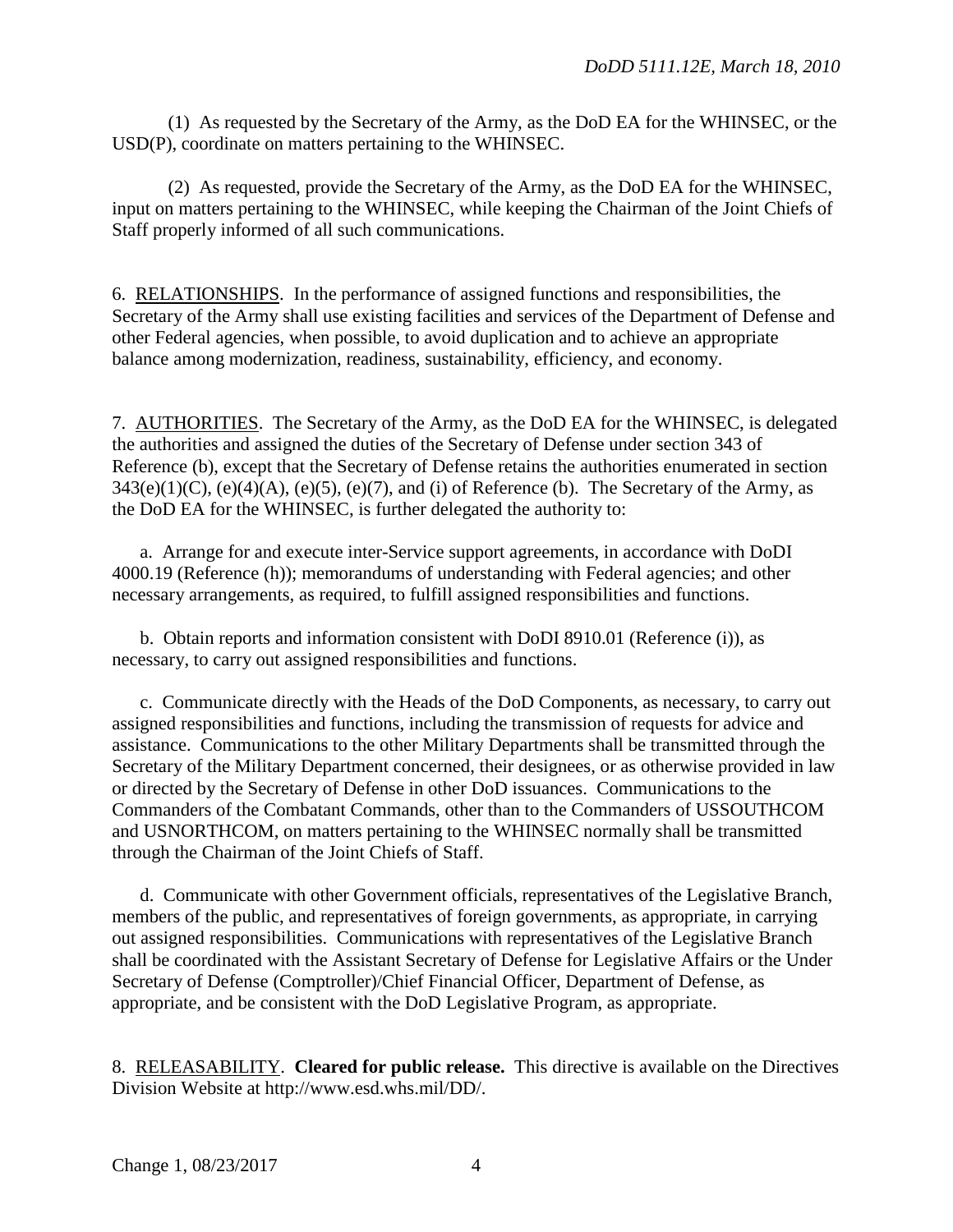(1) As requested by the Secretary of the Army, as the DoD EA for the WHINSEC, or the USD(P), coordinate on matters pertaining to the WHINSEC.

(2) As requested, provide the Secretary of the Army, as the DoD EA for the WHINSEC, input on matters pertaining to the WHINSEC, while keeping the Chairman of the Joint Chiefs of Staff properly informed of all such communications.

6. RELATIONSHIPS. In the performance of assigned functions and responsibilities, the Secretary of the Army shall use existing facilities and services of the Department of Defense and other Federal agencies, when possible, to avoid duplication and to achieve an appropriate balance among modernization, readiness, sustainability, efficiency, and economy.

7. AUTHORITIES. The Secretary of the Army, as the DoD EA for the WHINSEC, is delegated the authorities and assigned the duties of the Secretary of Defense under section 343 of Reference (b), except that the Secretary of Defense retains the authorities enumerated in section 343(e)(1)(C), (e)(4)(A), (e)(5), (e)(7), and (i) of Reference (b). The Secretary of the Army, as the DoD EA for the WHINSEC, is further delegated the authority to:

a. Arrange for and execute inter-Service support agreements, in accordance with DoDI 4000.19 (Reference (h)); memorandums of understanding with Federal agencies; and other necessary arrangements, as required, to fulfill assigned responsibilities and functions.

b. Obtain reports and information consistent with DoDI 8910.01 (Reference (i)), as necessary, to carry out assigned responsibilities and functions.

c. Communicate directly with the Heads of the DoD Components, as necessary, to carry out assigned responsibilities and functions, including the transmission of requests for advice and assistance. Communications to the other Military Departments shall be transmitted through the Secretary of the Military Department concerned, their designees, or as otherwise provided in law or directed by the Secretary of Defense in other DoD issuances. Communications to the Commanders of the Combatant Commands, other than to the Commanders of USSOUTHCOM and USNORTHCOM, on matters pertaining to the WHINSEC normally shall be transmitted through the Chairman of the Joint Chiefs of Staff.

d. Communicate with other Government officials, representatives of the Legislative Branch, members of the public, and representatives of foreign governments, as appropriate, in carrying out assigned responsibilities. Communications with representatives of the Legislative Branch shall be coordinated with the Assistant Secretary of Defense for Legislative Affairs or the Under Secretary of Defense (Comptroller)/Chief Financial Officer, Department of Defense, as appropriate, and be consistent with the DoD Legislative Program, as appropriate.

8. RELEASABILITY. **Cleared for public release.** This directive is available on the Directives Division Website at http://www.esd.whs.mil/DD/.

Change 1, 08/23/2017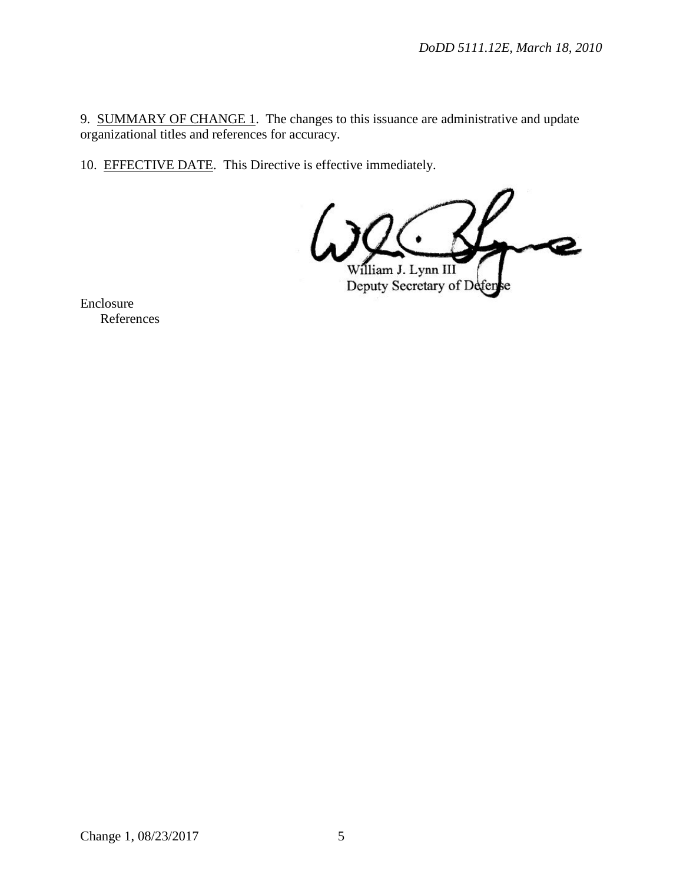9. SUMMARY OF CHANGE 1. The changes to this issuance are administrative and update organizational titles and references for accuracy.

10. EFFECTIVE DATE. This Directive is effective immediately.

William J. Lynn III
Deputy Secretary of Defense

Enclosure
References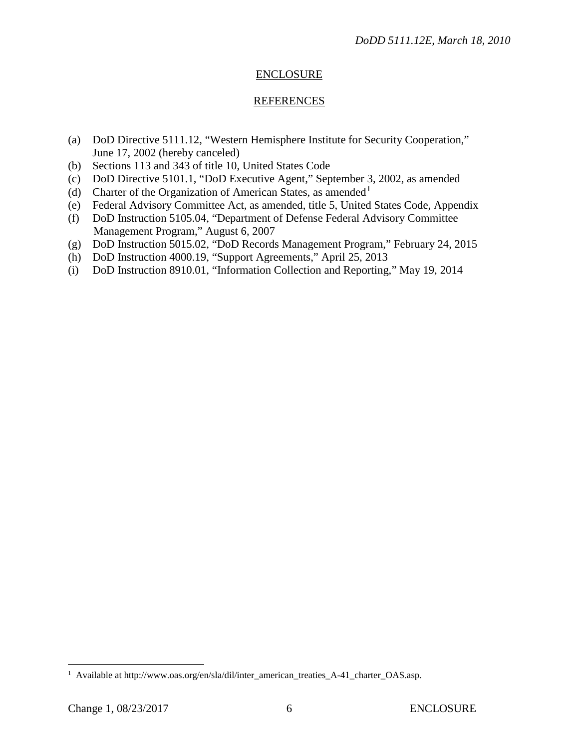## ENCLOSURE

## REFERENCES

(a) DoD Directive 5111.12, "Western Hemisphere Institute for Security Cooperation," June 17, 2002 (hereby canceled)
(b) Sections 113 and 343 of title 10, United States Code
(c) DoD Directive 5101.1, "DoD Executive Agent," September 3, 2002, as amended
(d) Charter of the Organization of American States, as amended[1]
(e) Federal Advisory Committee Act, as amended, title 5, United States Code, Appendix
(f) DoD Instruction 5105.04, "Department of Defense Federal Advisory Committee Management Program," August 6, 2007
(g) DoD Instruction 5015.02, "DoD Records Management Program," February 24, 2015
(h) DoD Instruction 4000.19, "Support Agreements," April 25, 2013
(i) DoD Instruction 8910.01, "Information Collection and Reporting," May 19, 2014

[1] Available at http://www.oas.org/en/sla/dil/inter_american_treaties_A-41_charter_OAS.asp.